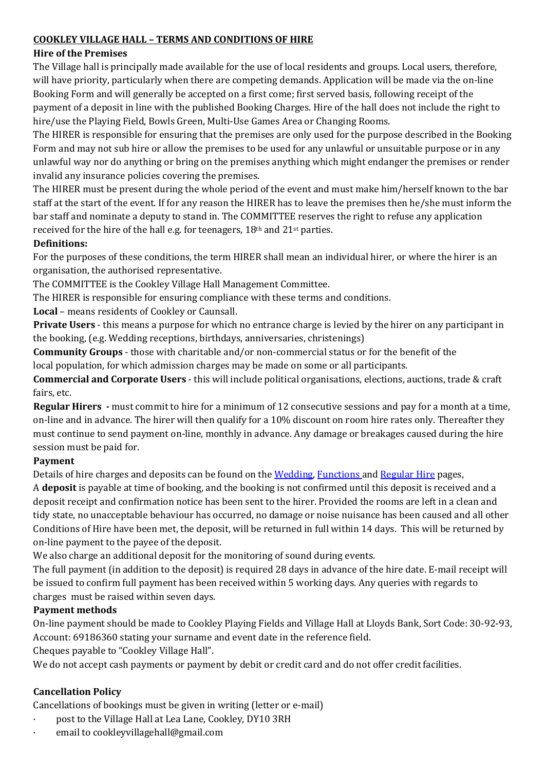## COOKLEY VILLAGE HALL – TERMS AND CONDITIONS OF HIRE

### Hire of the Premises

The Village hall is principally made available for the use of local residents and groups. Local users, therefore, will have priority, particularly when there are competing demands. Application will be made via the on-line Booking Form and will generally be accepted on a first come; first served basis, following receipt of the payment of a deposit in line with the published Booking Charges. Hire of the hall does not include the right to hire/use the Playing Field, Bowls Green, Multi-Use Games Area or Changing Rooms.

The HIRER is responsible for ensuring that the premises are only used for the purpose described in the Booking Form and may not sub hire or allow the premises to be used for any unlawful or unsuitable purpose or in any unlawful way nor do anything or bring on the premises anything which might endanger the premises or render invalid any insurance policies covering the premises.

The HIRER must be present during the whole period of the event and must make him/herself known to the bar staff at the start of the event. If for any reason the HIRER has to leave the premises then he/she must inform the bar staff and nominate a deputy to stand in. The COMMITTEE reserves the right to refuse any application received for the hire of the hall e.g. for teenagers, 18th and 21st parties.

### Definitions:

For the purposes of these conditions, the term HIRER shall mean an individual hirer, or where the hirer is an organisation, the authorised representative.

The COMMITTEE is the Cookley Village Hall Management Committee.

The HIRER is responsible for ensuring compliance with these terms and conditions.

**Local** – means residents of Cookley or Caunsall.

**Private Users** - this means a purpose for which no entrance charge is levied by the hirer on any participant in the booking, (e.g. Wedding receptions, birthdays, anniversaries, christenings)

**Community Groups** - those with charitable and/or non-commercial status or for the benefit of the local population, for which admission charges may be made on some or all participants.

**Commercial and Corporate Users** - this will include political organisations, elections, auctions, trade & craft fairs, etc.

**Regular Hirers -** must commit to hire for a minimum of 12 consecutive sessions and pay for a month at a time, on-line and in advance. The hirer will then qualify for a 10% discount on room hire rates only. Thereafter they must continue to send payment on-line, monthly in advance. Any damage or breakages caused during the hire session must be paid for.

### Payment

Details of hire charges and deposits can be found on the [Wedding](), [Functions ]()and [Regular Hire]() pages,

A **deposit** is payable at time of booking, and the booking is not confirmed until this deposit is received and a deposit receipt and confirmation notice has been sent to the hirer. Provided the rooms are left in a clean and tidy state, no unacceptable behaviour has occurred, no damage or noise nuisance has been caused and all other Conditions of Hire have been met, the deposit, will be returned in full within 14 days. This will be returned by on-line payment to the payee of the deposit.

We also charge an additional deposit for the monitoring of sound during events.

The full payment (in addition to the deposit) is required 28 days in advance of the hire date. E-mail receipt will be issued to confirm full payment has been received within 5 working days. Any queries with regards to charges must be raised within seven days.

### Payment methods

On-line payment should be made to Cookley Playing Fields and Village Hall at Lloyds Bank, Sort Code: 30-92-93, Account: 69186360 stating your surname and event date in the reference field.

Cheques payable to "Cookley Village Hall".

We do not accept cash payments or payment by debit or credit card and do not offer credit facilities.

### Cancellation Policy

Cancellations of bookings must be given in writing (letter or e-mail)

- post to the Village Hall at Lea Lane, Cookley, DY10 3RH
- email to cookleyvillagehall@gmail.com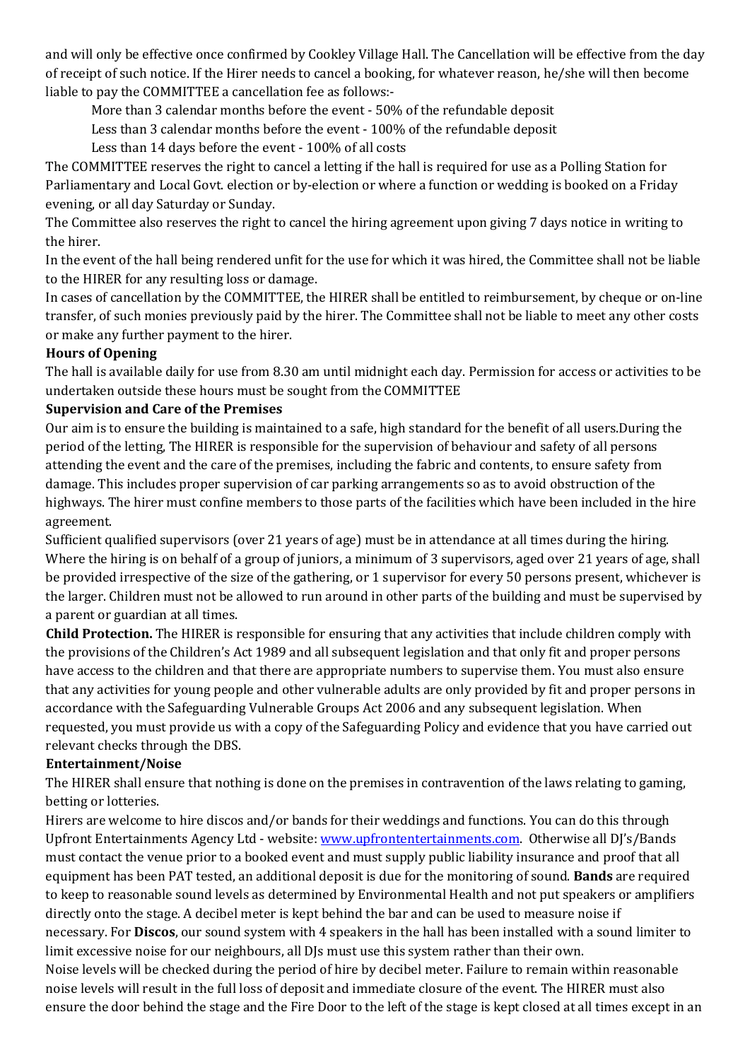and will only be effective once confirmed by Cookley Village Hall. The Cancellation will be effective from the day of receipt of such notice. If the Hirer needs to cancel a booking, for whatever reason, he/she will then become liable to pay the COMMITTEE a cancellation fee as follows:-

More than 3 calendar months before the event - 50% of the refundable deposit

Less than 3 calendar months before the event - 100% of the refundable deposit

Less than 14 days before the event - 100% of all costs

The COMMITTEE reserves the right to cancel a letting if the hall is required for use as a Polling Station for Parliamentary and Local Govt. election or by-election or where a function or wedding is booked on a Friday evening, or all day Saturday or Sunday.

The Committee also reserves the right to cancel the hiring agreement upon giving 7 days notice in writing to the hirer.

In the event of the hall being rendered unfit for the use for which it was hired, the Committee shall not be liable to the HIRER for any resulting loss or damage.

In cases of cancellation by the COMMITTEE, the HIRER shall be entitled to reimbursement, by cheque or on-line transfer, of such monies previously paid by the hirer. The Committee shall not be liable to meet any other costs or make any further payment to the hirer.

**Hours of Opening**

The hall is available daily for use from 8.30 am until midnight each day. Permission for access or activities to be undertaken outside these hours must be sought from the COMMITTEE

**Supervision and Care of the Premises**

Our aim is to ensure the building is maintained to a safe, high standard for the benefit of all users.During the period of the letting, The HIRER is responsible for the supervision of behaviour and safety of all persons attending the event and the care of the premises, including the fabric and contents, to ensure safety from damage. This includes proper supervision of car parking arrangements so as to avoid obstruction of the highways. The hirer must confine members to those parts of the facilities which have been included in the hire agreement.

Sufficient qualified supervisors (over 21 years of age) must be in attendance at all times during the hiring. Where the hiring is on behalf of a group of juniors, a minimum of 3 supervisors, aged over 21 years of age, shall be provided irrespective of the size of the gathering, or 1 supervisor for every 50 persons present, whichever is the larger. Children must not be allowed to run around in other parts of the building and must be supervised by a parent or guardian at all times.

**Child Protection.** The HIRER is responsible for ensuring that any activities that include children comply with the provisions of the Children's Act 1989 and all subsequent legislation and that only fit and proper persons have access to the children and that there are appropriate numbers to supervise them. You must also ensure that any activities for young people and other vulnerable adults are only provided by fit and proper persons in accordance with the Safeguarding Vulnerable Groups Act 2006 and any subsequent legislation. When requested, you must provide us with a copy of the Safeguarding Policy and evidence that you have carried out relevant checks through the DBS.

**Entertainment/Noise**

The HIRER shall ensure that nothing is done on the premises in contravention of the laws relating to gaming, betting or lotteries.

Hirers are welcome to hire discos and/or bands for their weddings and functions. You can do this through Upfront Entertainments Agency Ltd - website: [www.upfrontentertainments.com](http://www.upfrontentertainments.com). Otherwise all DJ's/Bands must contact the venue prior to a booked event and must supply public liability insurance and proof that all equipment has been PAT tested, an additional deposit is due for the monitoring of sound. **Bands** are required to keep to reasonable sound levels as determined by Environmental Health and not put speakers or amplifiers directly onto the stage. A decibel meter is kept behind the bar and can be used to measure noise if necessary. For **Discos**, our sound system with 4 speakers in the hall has been installed with a sound limiter to limit excessive noise for our neighbours, all DJs must use this system rather than their own.

Noise levels will be checked during the period of hire by decibel meter. Failure to remain within reasonable noise levels will result in the full loss of deposit and immediate closure of the event. The HIRER must also ensure the door behind the stage and the Fire Door to the left of the stage is kept closed at all times except in an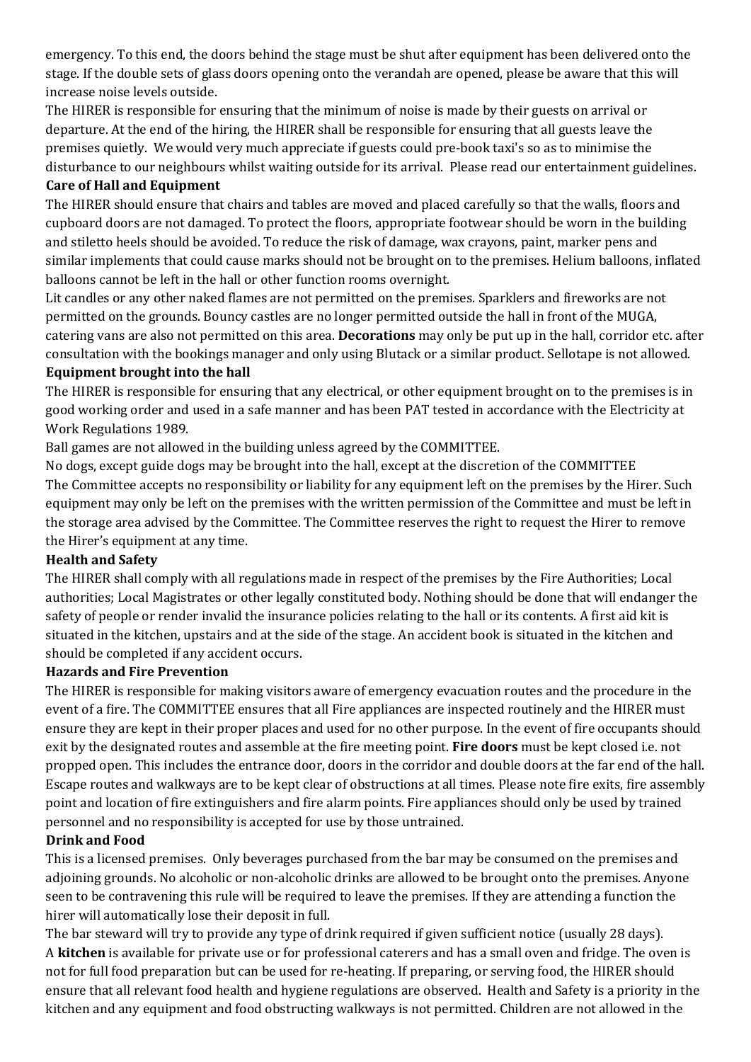emergency. To this end, the doors behind the stage must be shut after equipment has been delivered onto the stage. If the double sets of glass doors opening onto the verandah are opened, please be aware that this will increase noise levels outside.

The HIRER is responsible for ensuring that the minimum of noise is made by their guests on arrival or departure. At the end of the hiring, the HIRER shall be responsible for ensuring that all guests leave the premises quietly. We would very much appreciate if guests could pre-book taxi's so as to minimise the disturbance to our neighbours whilst waiting outside for its arrival. Please read our entertainment guidelines.

**Care of Hall and Equipment**

The HIRER should ensure that chairs and tables are moved and placed carefully so that the walls, floors and cupboard doors are not damaged. To protect the floors, appropriate footwear should be worn in the building and stiletto heels should be avoided. To reduce the risk of damage, wax crayons, paint, marker pens and similar implements that could cause marks should not be brought on to the premises. Helium balloons, inflated balloons cannot be left in the hall or other function rooms overnight.

Lit candles or any other naked flames are not permitted on the premises. Sparklers and fireworks are not permitted on the grounds. Bouncy castles are no longer permitted outside the hall in front of the MUGA, catering vans are also not permitted on this area. **Decorations** may only be put up in the hall, corridor etc. after consultation with the bookings manager and only using Blutack or a similar product. Sellotape is not allowed.

**Equipment brought into the hall**

The HIRER is responsible for ensuring that any electrical, or other equipment brought on to the premises is in good working order and used in a safe manner and has been PAT tested in accordance with the Electricity at Work Regulations 1989.

Ball games are not allowed in the building unless agreed by the COMMITTEE.

No dogs, except guide dogs may be brought into the hall, except at the discretion of the COMMITTEE

The Committee accepts no responsibility or liability for any equipment left on the premises by the Hirer. Such equipment may only be left on the premises with the written permission of the Committee and must be left in the storage area advised by the Committee. The Committee reserves the right to request the Hirer to remove the Hirer's equipment at any time.

**Health and Safety**

The HIRER shall comply with all regulations made in respect of the premises by the Fire Authorities; Local authorities; Local Magistrates or other legally constituted body. Nothing should be done that will endanger the safety of people or render invalid the insurance policies relating to the hall or its contents. A first aid kit is situated in the kitchen, upstairs and at the side of the stage. An accident book is situated in the kitchen and should be completed if any accident occurs.

**Hazards and Fire Prevention**

The HIRER is responsible for making visitors aware of emergency evacuation routes and the procedure in the event of a fire. The COMMITTEE ensures that all Fire appliances are inspected routinely and the HIRER must ensure they are kept in their proper places and used for no other purpose. In the event of fire occupants should exit by the designated routes and assemble at the fire meeting point. **Fire doors** must be kept closed i.e. not propped open. This includes the entrance door, doors in the corridor and double doors at the far end of the hall. Escape routes and walkways are to be kept clear of obstructions at all times. Please note fire exits, fire assembly point and location of fire extinguishers and fire alarm points. Fire appliances should only be used by trained personnel and no responsibility is accepted for use by those untrained.

**Drink and Food**

This is a licensed premises. Only beverages purchased from the bar may be consumed on the premises and adjoining grounds. No alcoholic or non-alcoholic drinks are allowed to be brought onto the premises. Anyone seen to be contravening this rule will be required to leave the premises. If they are attending a function the hirer will automatically lose their deposit in full.

The bar steward will try to provide any type of drink required if given sufficient notice (usually 28 days).

A **kitchen** is available for private use or for professional caterers and has a small oven and fridge. The oven is not for full food preparation but can be used for re-heating. If preparing, or serving food, the HIRER should ensure that all relevant food health and hygiene regulations are observed. Health and Safety is a priority in the kitchen and any equipment and food obstructing walkways is not permitted. Children are not allowed in the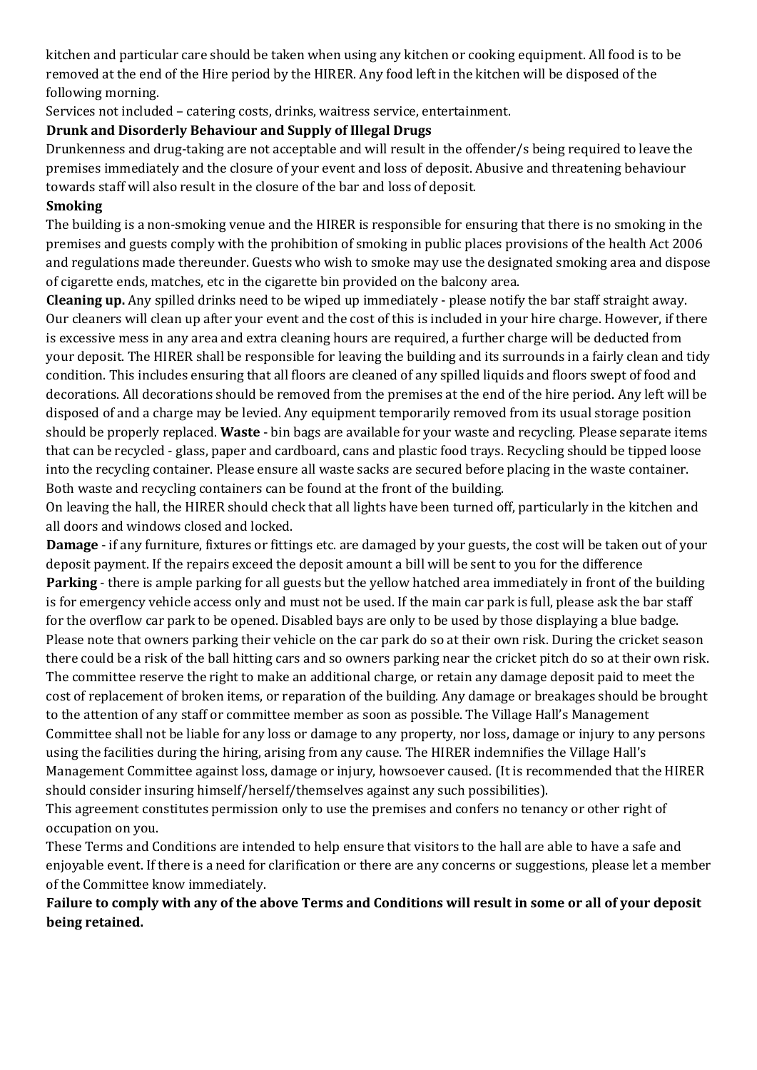kitchen and particular care should be taken when using any kitchen or cooking equipment. All food is to be removed at the end of the Hire period by the HIRER. Any food left in the kitchen will be disposed of the following morning.

Services not included – catering costs, drinks, waitress service, entertainment.

**Drunk and Disorderly Behaviour and Supply of Illegal Drugs**

Drunkenness and drug-taking are not acceptable and will result in the offender/s being required to leave the premises immediately and the closure of your event and loss of deposit. Abusive and threatening behaviour towards staff will also result in the closure of the bar and loss of deposit.

**Smoking**

The building is a non-smoking venue and the HIRER is responsible for ensuring that there is no smoking in the premises and guests comply with the prohibition of smoking in public places provisions of the health Act 2006 and regulations made thereunder. Guests who wish to smoke may use the designated smoking area and dispose of cigarette ends, matches, etc in the cigarette bin provided on the balcony area.

**Cleaning up.** Any spilled drinks need to be wiped up immediately - please notify the bar staff straight away. Our cleaners will clean up after your event and the cost of this is included in your hire charge. However, if there is excessive mess in any area and extra cleaning hours are required, a further charge will be deducted from your deposit. The HIRER shall be responsible for leaving the building and its surrounds in a fairly clean and tidy condition. This includes ensuring that all floors are cleaned of any spilled liquids and floors swept of food and decorations. All decorations should be removed from the premises at the end of the hire period. Any left will be disposed of and a charge may be levied. Any equipment temporarily removed from its usual storage position should be properly replaced. **Waste** - bin bags are available for your waste and recycling. Please separate items that can be recycled - glass, paper and cardboard, cans and plastic food trays. Recycling should be tipped loose into the recycling container. Please ensure all waste sacks are secured before placing in the waste container. Both waste and recycling containers can be found at the front of the building.

On leaving the hall, the HIRER should check that all lights have been turned off, particularly in the kitchen and all doors and windows closed and locked.

**Damage** - if any furniture, fixtures or fittings etc. are damaged by your guests, the cost will be taken out of your deposit payment. If the repairs exceed the deposit amount a bill will be sent to you for the difference

**Parking** - there is ample parking for all guests but the yellow hatched area immediately in front of the building is for emergency vehicle access only and must not be used. If the main car park is full, please ask the bar staff for the overflow car park to be opened. Disabled bays are only to be used by those displaying a blue badge. Please note that owners parking their vehicle on the car park do so at their own risk. During the cricket season there could be a risk of the ball hitting cars and so owners parking near the cricket pitch do so at their own risk. The committee reserve the right to make an additional charge, or retain any damage deposit paid to meet the cost of replacement of broken items, or reparation of the building. Any damage or breakages should be brought to the attention of any staff or committee member as soon as possible. The Village Hall's Management Committee shall not be liable for any loss or damage to any property, nor loss, damage or injury to any persons using the facilities during the hiring, arising from any cause. The HIRER indemnifies the Village Hall's Management Committee against loss, damage or injury, howsoever caused. (It is recommended that the HIRER should consider insuring himself/herself/themselves against any such possibilities).

This agreement constitutes permission only to use the premises and confers no tenancy or other right of occupation on you.

These Terms and Conditions are intended to help ensure that visitors to the hall are able to have a safe and enjoyable event. If there is a need for clarification or there are any concerns or suggestions, please let a member of the Committee know immediately.

**Failure to comply with any of the above Terms and Conditions will result in some or all of your deposit being retained.**